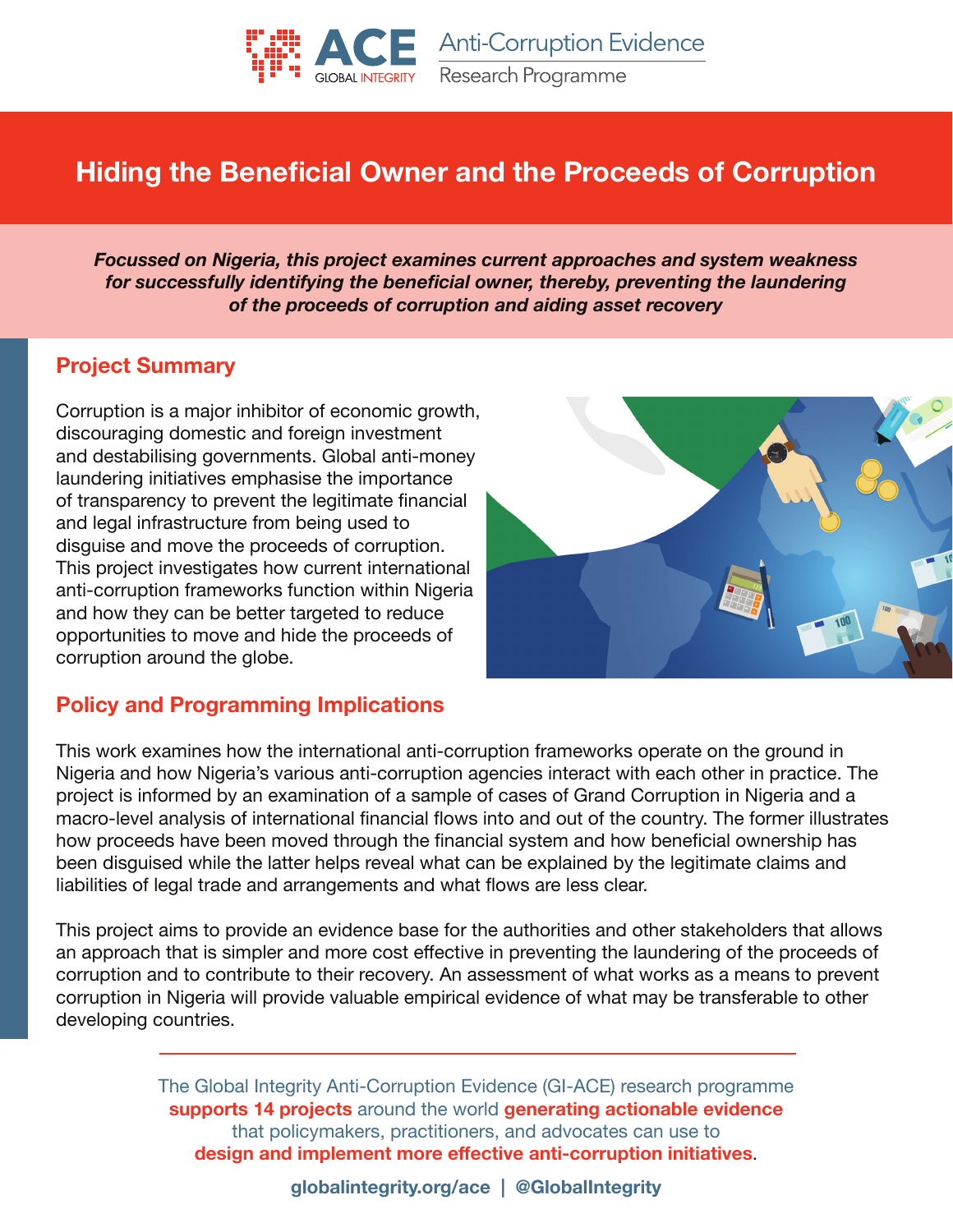ACE GLOBAL INTEGRITY — Anti-Corruption Evidence Research Programme

# Hiding the Beneficial Owner and the Proceeds of Corruption

***Focussed on Nigeria, this project examines current approaches and system weakness for successfully identifying the beneficial owner, thereby, preventing the laundering of the proceeds of corruption and aiding asset recovery***

## Project Summary

Corruption is a major inhibitor of economic growth, discouraging domestic and foreign investment and destabilising governments. Global anti-money laundering initiatives emphasise the importance of transparency to prevent the legitimate financial and legal infrastructure from being used to disguise and move the proceeds of corruption. This project investigates how current international anti-corruption frameworks function within Nigeria and how they can be better targeted to reduce opportunities to move and hide the proceeds of corruption around the globe.

## Policy and Programming Implications

This work examines how the international anti-corruption frameworks operate on the ground in Nigeria and how Nigeria's various anti-corruption agencies interact with each other in practice. The project is informed by an examination of a sample of cases of Grand Corruption in Nigeria and a macro-level analysis of international financial flows into and out of the country. The former illustrates how proceeds have been moved through the financial system and how beneficial ownership has been disguised while the latter helps reveal what can be explained by the legitimate claims and liabilities of legal trade and arrangements and what flows are less clear.

This project aims to provide an evidence base for the authorities and other stakeholders that allows an approach that is simpler and more cost effective in preventing the laundering of the proceeds of corruption and to contribute to their recovery. An assessment of what works as a means to prevent corruption in Nigeria will provide valuable empirical evidence of what may be transferable to other developing countries.

---

The Global Integrity Anti-Corruption Evidence (GI-ACE) research programme **supports 14 projects** around the world **generating actionable evidence** that policymakers, practitioners, and advocates can use to **design and implement more effective anti-corruption initiatives**.

**globalintegrity.org/ace | @GlobalIntegrity**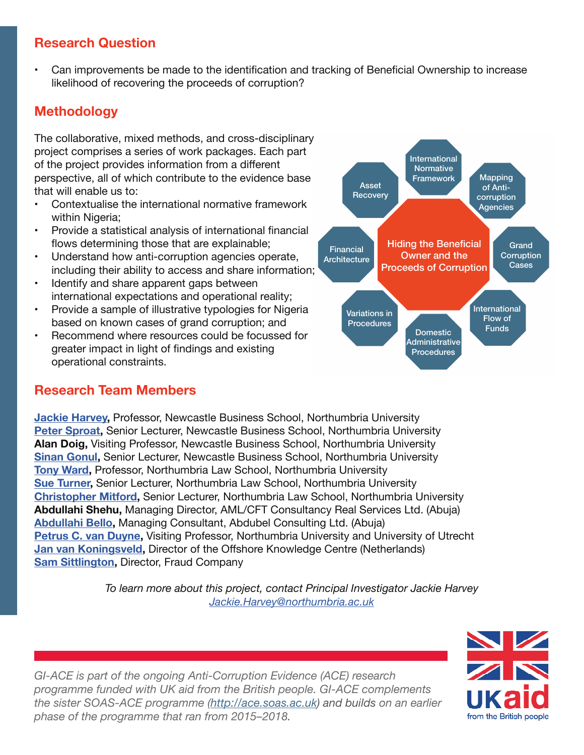## Research Question

- Can improvements be made to the identification and tracking of Beneficial Ownership to increase likelihood of recovering the proceeds of corruption?

## Methodology

The collaborative, mixed methods, and cross-disciplinary project comprises a series of work packages. Each part of the project provides information from a different perspective, all of which contribute to the evidence base that will enable us to:

- Contextualise the international normative framework within Nigeria;
- Provide a statistical analysis of international financial flows determining those that are explainable;
- Understand how anti-corruption agencies operate, including their ability to access and share information;
- Identify and share apparent gaps between international expectations and operational reality;
- Provide a sample of illustrative typologies for Nigeria based on known cases of grand corruption; and
- Recommend where resources could be focussed for greater impact in light of findings and existing operational constraints.

Hiding the Beneficial Owner and the Proceeds of Corruption

International Normative Framework

Mapping of Anti-corruption Agencies

Grand Corruption Cases

International Flow of Funds

Domestic Administrative Procedures

Variations in Procedures

Financial Architecture

Asset Recovery

## Research Team Members

**Jackie Harvey,** Professor, Newcastle Business School, Northumbria University
**Peter Sproat,** Senior Lecturer, Newcastle Business School, Northumbria University
**Alan Doig,** Visiting Professor, Newcastle Business School, Northumbria University
**Sinan Gonul,** Senior Lecturer, Newcastle Business School, Northumbria University
**Tony Ward,** Professor, Northumbria Law School, Northumbria University
**Sue Turner,** Senior Lecturer, Northumbria Law School, Northumbria University
**Christopher Mitford,** Senior Lecturer, Northumbria Law School, Northumbria University
**Abdullahi Shehu,** Managing Director, AML/CFT Consultancy Real Services Ltd. (Abuja)
**Abdullahi Bello,** Managing Consultant, Abdubel Consulting Ltd. (Abuja)
**Petrus C. van Duyne,** Visiting Professor, Northumbria University and University of Utrecht
**Jan van Koningsveld,** Director of the Offshore Knowledge Centre (Netherlands)
**Sam Sittlington,** Director, Fraud Company

*To learn more about this project, contact Principal Investigator Jackie Harvey*
*Jackie.Harvey@northumbria.ac.uk*

*GI-ACE is part of the ongoing Anti-Corruption Evidence (ACE) research programme funded with UK aid from the British people. GI-ACE complements the sister SOAS-ACE programme (http://ace.soas.ac.uk) and builds on an earlier phase of the programme that ran from 2015–2018.*

UKaid
from the British people